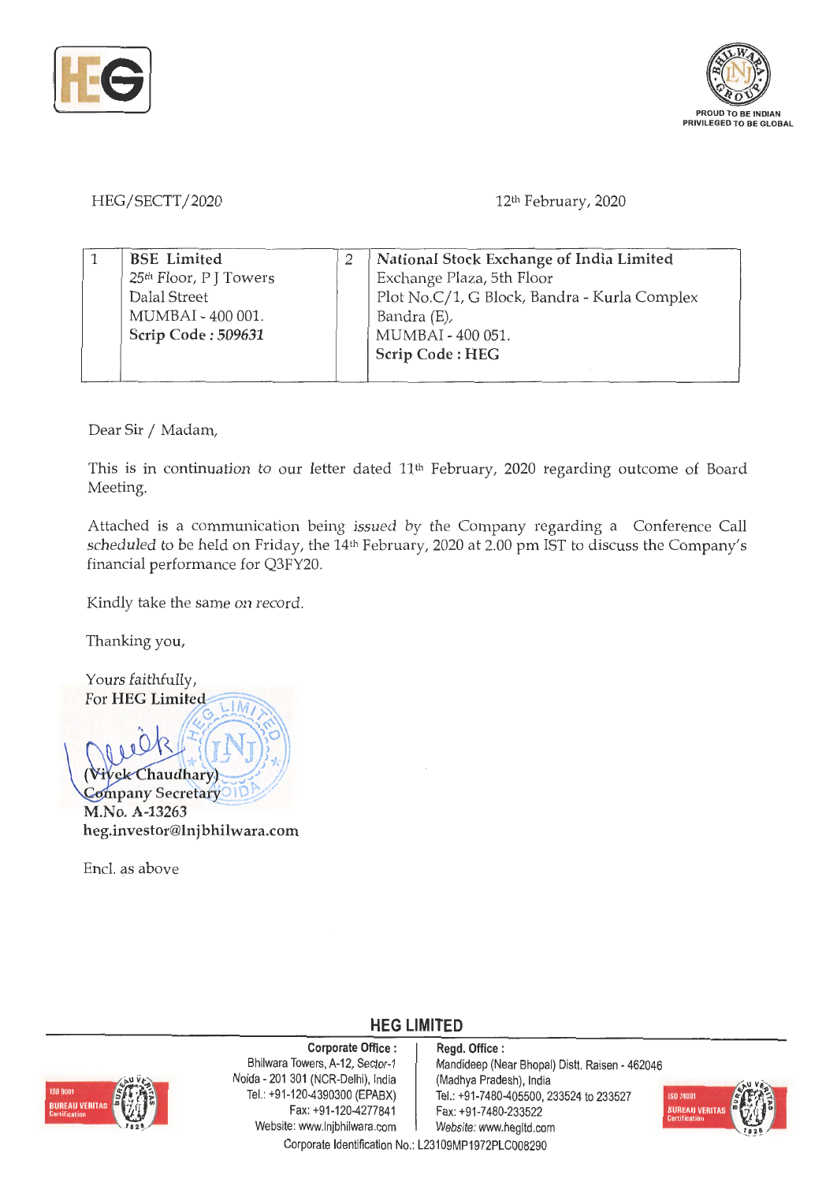HEG/SECTT/2020

12th February, 2020

| 1 | **BSE Limited**<br>25th Floor, P J Towers<br>Dalal Street<br>MUMBAI - 400 001.<br>**Scrip Code : *509631*** | 2 | **National Stock Exchange of India Limited**<br>Exchange Plaza, 5th Floor<br>Plot No.C/1, G Block, Bandra - Kurla Complex<br>Bandra (E),<br>MUMBAI - 400 051.<br>**Scrip Code : HEG** |
|---|---|---|---|

Dear Sir / Madam,

This is in continuation to our letter dated 11th February, 2020 regarding outcome of Board Meeting.

Attached is a communication being issued by the Company regarding a Conference Call scheduled to be held on Friday, the 14th February, 2020 at 2.00 pm IST to discuss the Company's financial performance for Q3FY20.

Kindly take the same on record.

Thanking you,

Yours faithfully,
For **HEG Limited**

(Vivek Chaudhary)
Company Secretary
**M.No. A-13263**
**heg.investor@lnjbhilwara.com**

Encl. as above

**HEG LIMITED**

**Corporate Office :** Bhilwara Towers, A-12, Sector-1, Noida - 201 301 (NCR-Delhi), India. Tel.: +91-120-4390300 (EPABX), Fax: +91-120-4277841, Website: www.lnjbhilwara.com

**Regd. Office :** Mandideep (Near Bhopal) Distt. Raisen - 462046 (Madhya Pradesh), India. Tel.: +91-7480-405500, 233524 to 233527, Fax: +91-7480-233522, Website: www.hegltd.com

Corporate Identification No.: L23109MP1972PLC008290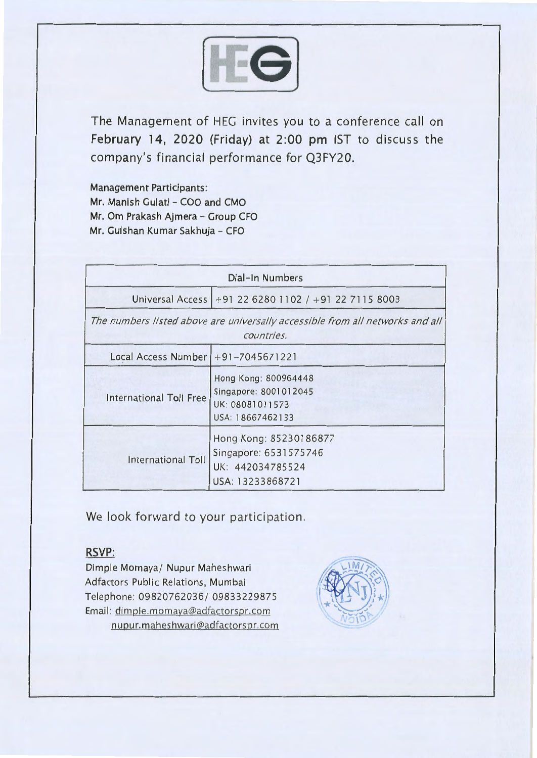The Management of HEG invites you to a conference call on **February 14, 2020 (Friday) at 2:00 pm** IST to discuss the company's financial performance for Q3FY20.

**Management Participants:**
Mr. Manish Gulati - COO and CMO
Mr. Om Prakash Ajmera - Group CFO
Mr. Gulshan Kumar Sakhuja - CFO

| Dial-In Numbers | |
|---|---|
| Universal Access | +91 22 6280 1102 / +91 22 7115 8003 |
| *The numbers listed above are universally accessible from all networks and all countries.* | |
| Local Access Number | +91-7045671221 |
| International Toll Free | Hong Kong: 800964448<br>Singapore: 8001012045<br>UK: 08081011573<br>USA: 18667462133 |
| International Toll | Hong Kong: 85230186877<br>Singapore: 6531575746<br>UK: 442034785524<br>USA: 13233868721 |

We look forward to your participation.

## RSVP:

Dimple Momaya/ Nupur Maheshwari
Adfactors Public Relations, Mumbai
Telephone: 09820762036/ 09833229875
Email: dimple.momaya@adfactorspr.com
nupur.maheshwari@adfactorspr.com